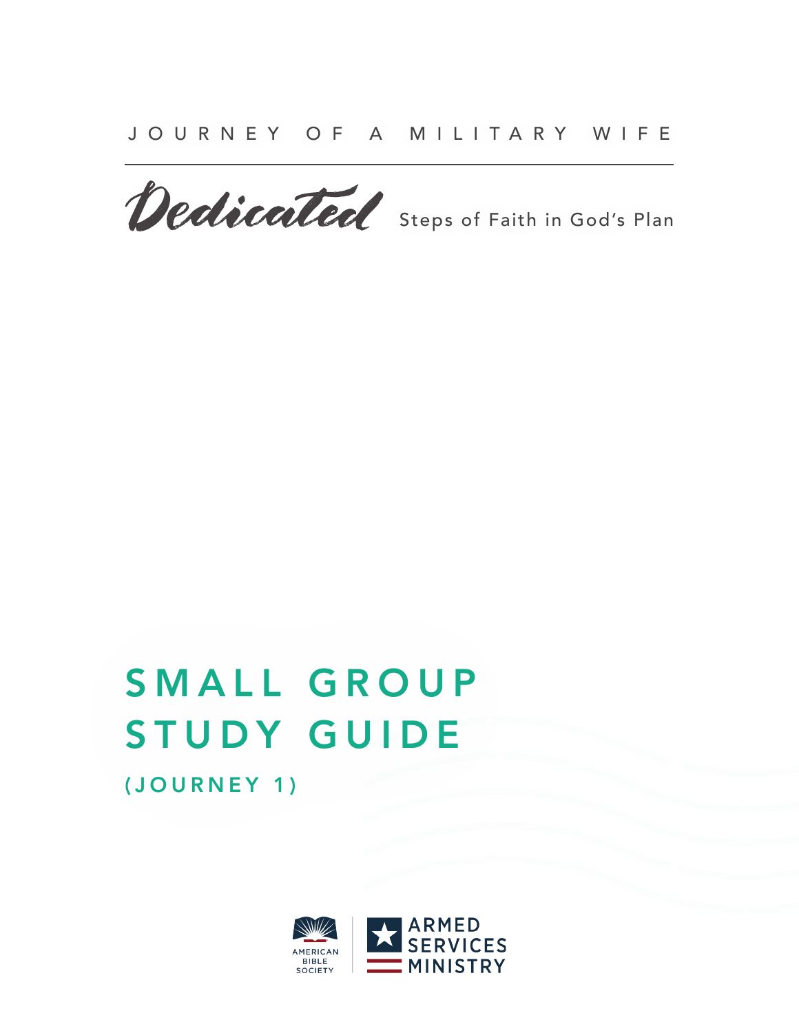JOURNEY OF A MILITARY WIFE

# Dedicated

Steps of Faith in God's Plan

## SMALL GROUP STUDY GUIDE

**(JOURNEY 1)**

AMERICAN BIBLE SOCIETY

ARMED SERVICES MINISTRY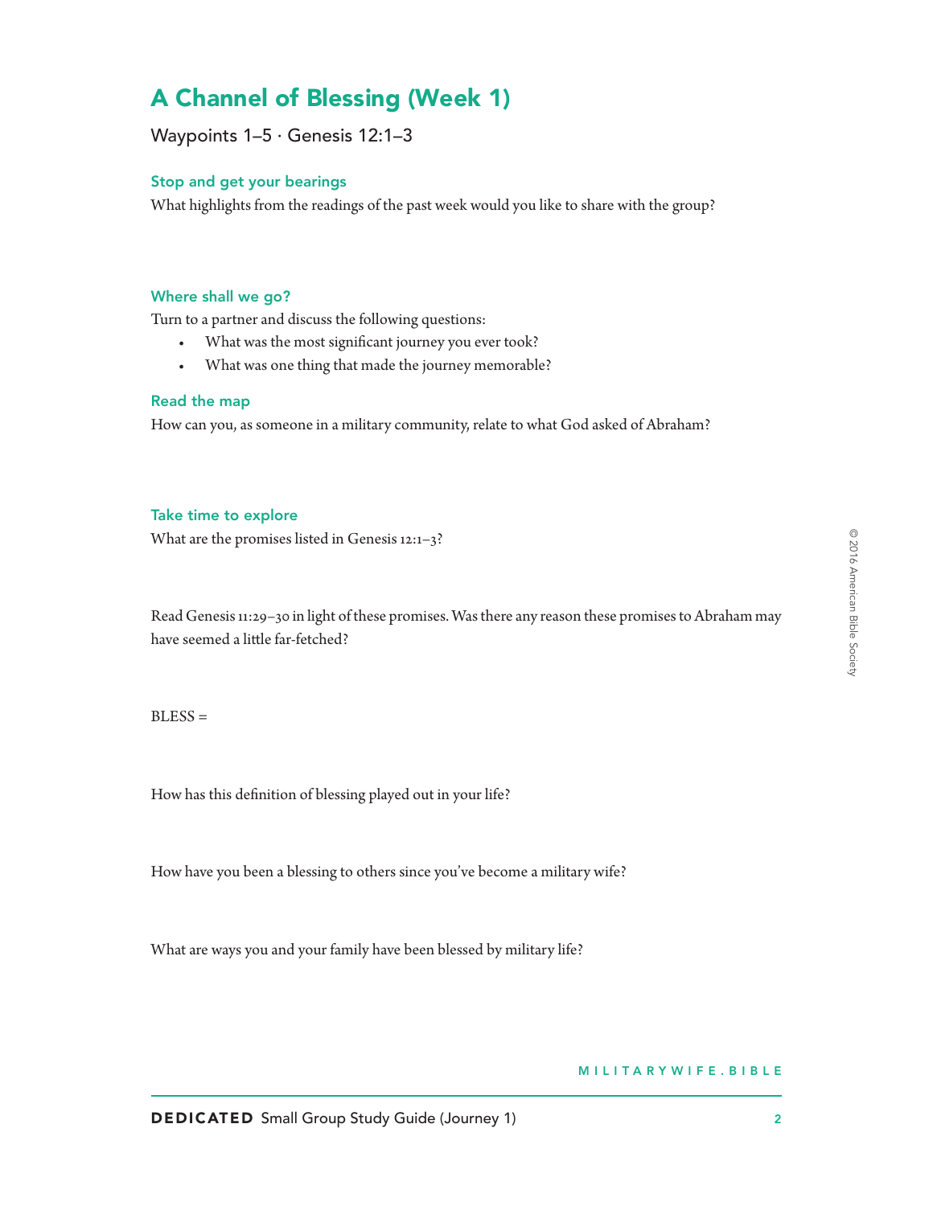# A Channel of Blessing (Week 1)

Waypoints 1–5 · Genesis 12:1–3

### Stop and get your bearings

What highlights from the readings of the past week would you like to share with the group?

### Where shall we go?

Turn to a partner and discuss the following questions:

- What was the most significant journey you ever took?
- What was one thing that made the journey memorable?

### Read the map

How can you, as someone in a military community, relate to what God asked of Abraham?

### Take time to explore

What are the promises listed in Genesis 12:1–3?

Read Genesis 11:29–30 in light of these promises. Was there any reason these promises to Abraham may have seemed a little far-fetched?

BLESS =

How has this definition of blessing played out in your life?

How have you been a blessing to others since you've become a military wife?

What are ways you and your family have been blessed by military life?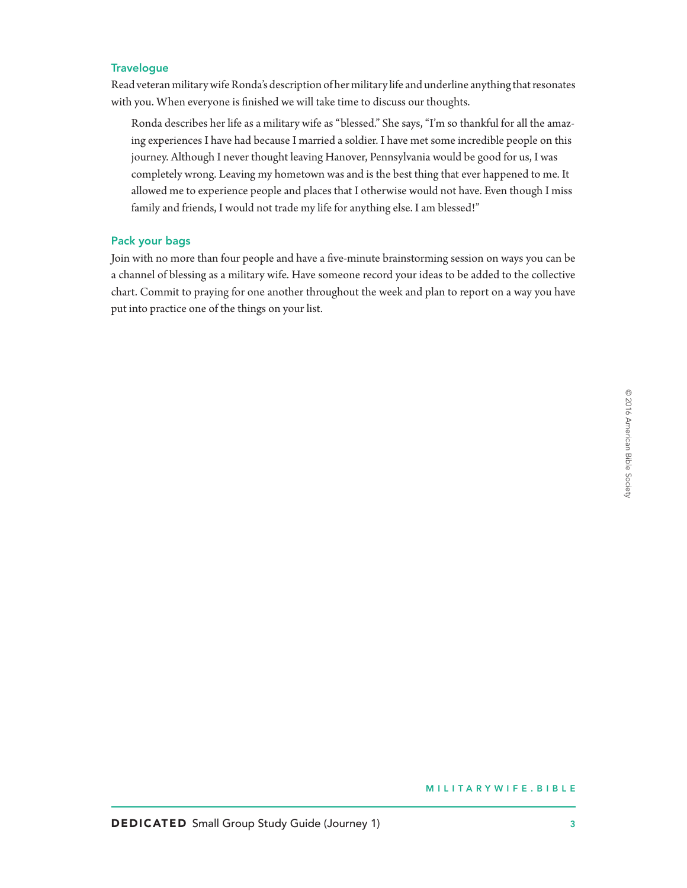### Travelogue

Read veteran military wife Ronda's description of her military life and underline anything that resonates with you. When everyone is finished we will take time to discuss our thoughts.

> Ronda describes her life as a military wife as "blessed." She says, "I'm so thankful for all the amazing experiences I have had because I married a soldier. I have met some incredible people on this journey. Although I never thought leaving Hanover, Pennsylvania would be good for us, I was completely wrong. Leaving my hometown was and is the best thing that ever happened to me. It allowed me to experience people and places that I otherwise would not have. Even though I miss family and friends, I would not trade my life for anything else. I am blessed!"

### Pack your bags

Join with no more than four people and have a five-minute brainstorming session on ways you can be a channel of blessing as a military wife. Have someone record your ideas to be added to the collective chart. Commit to praying for one another throughout the week and plan to report on a way you have put into practice one of the things on your list.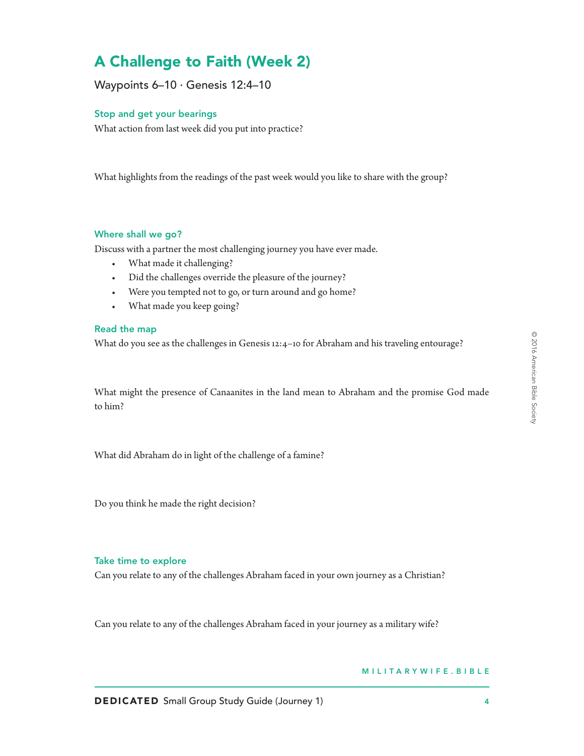# A Challenge to Faith (Week 2)

Waypoints 6–10 · Genesis 12:4–10

### Stop and get your bearings

What action from last week did you put into practice?

What highlights from the readings of the past week would you like to share with the group?

### Where shall we go?

Discuss with a partner the most challenging journey you have ever made.

- What made it challenging?
- Did the challenges override the pleasure of the journey?
- Were you tempted not to go, or turn around and go home?
- What made you keep going?

### Read the map

What do you see as the challenges in Genesis 12:4–10 for Abraham and his traveling entourage?

What might the presence of Canaanites in the land mean to Abraham and the promise God made to him?

What did Abraham do in light of the challenge of a famine?

Do you think he made the right decision?

### Take time to explore

Can you relate to any of the challenges Abraham faced in your own journey as a Christian?

Can you relate to any of the challenges Abraham faced in your journey as a military wife?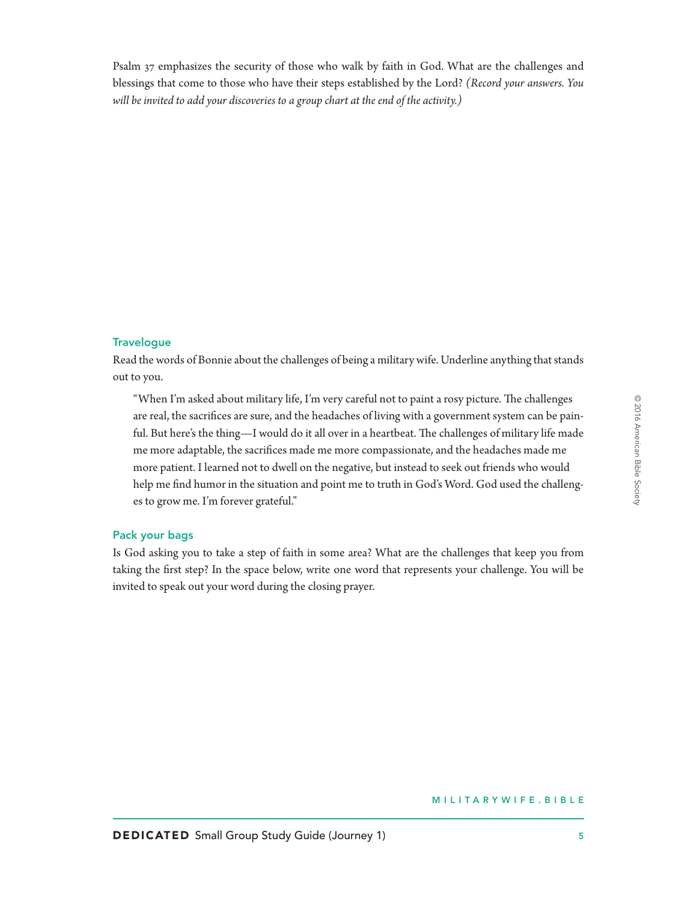Psalm 37 emphasizes the security of those who walk by faith in God. What are the challenges and blessings that come to those who have their steps established by the Lord? *(Record your answers. You will be invited to add your discoveries to a group chart at the end of the activity.)*

## Travelogue

Read the words of Bonnie about the challenges of being a military wife. Underline anything that stands out to you.

> "When I'm asked about military life, I'm very careful not to paint a rosy picture. The challenges are real, the sacrifices are sure, and the headaches of living with a government system can be painful. But here's the thing—I would do it all over in a heartbeat. The challenges of military life made me more adaptable, the sacrifices made me more compassionate, and the headaches made me more patient. I learned not to dwell on the negative, but instead to seek out friends who would help me find humor in the situation and point me to truth in God's Word. God used the challenges to grow me. I'm forever grateful."

## Pack your bags

Is God asking you to take a step of faith in some area? What are the challenges that keep you from taking the first step? In the space below, write one word that represents your challenge. You will be invited to speak out your word during the closing prayer.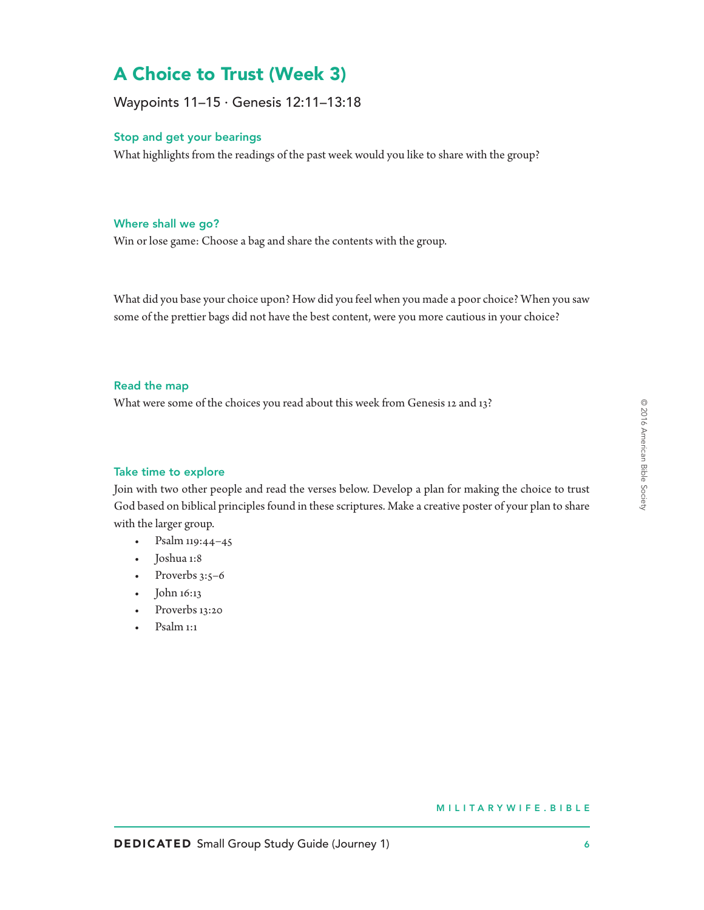# A Choice to Trust (Week 3)

Waypoints 11–15 · Genesis 12:11–13:18

### Stop and get your bearings

What highlights from the readings of the past week would you like to share with the group?

### Where shall we go?

Win or lose game: Choose a bag and share the contents with the group.

What did you base your choice upon? How did you feel when you made a poor choice? When you saw some of the prettier bags did not have the best content, were you more cautious in your choice?

### Read the map

What were some of the choices you read about this week from Genesis 12 and 13?

### Take time to explore

Join with two other people and read the verses below. Develop a plan for making the choice to trust God based on biblical principles found in these scriptures. Make a creative poster of your plan to share with the larger group.

- Psalm 119:44–45
- Joshua 1:8
- Proverbs 3:5–6
- John 16:13
- Proverbs 13:20
- Psalm 1:1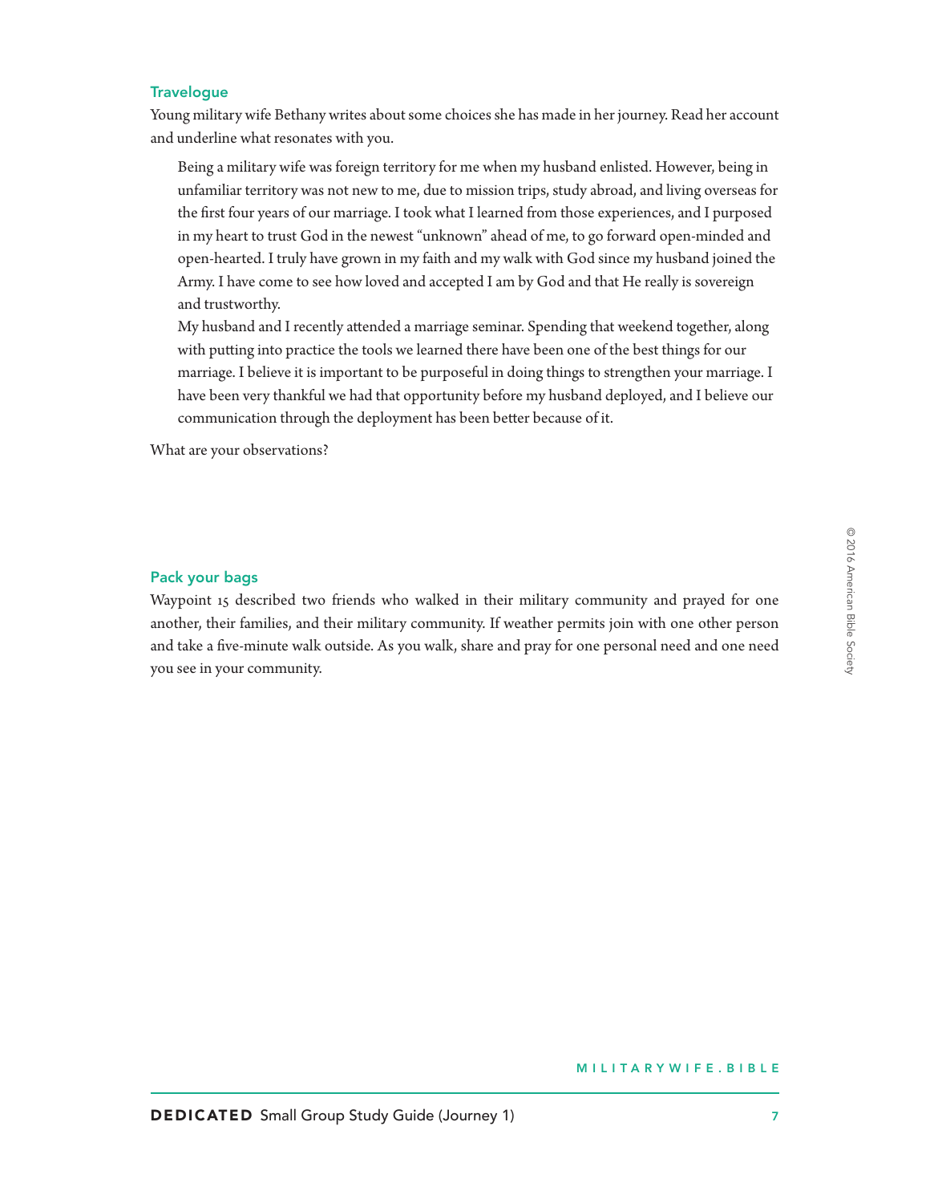## Travelogue

Young military wife Bethany writes about some choices she has made in her journey. Read her account and underline what resonates with you.

> Being a military wife was foreign territory for me when my husband enlisted. However, being in unfamiliar territory was not new to me, due to mission trips, study abroad, and living overseas for the first four years of our marriage. I took what I learned from those experiences, and I purposed in my heart to trust God in the newest "unknown" ahead of me, to go forward open-minded and open-hearted. I truly have grown in my faith and my walk with God since my husband joined the Army. I have come to see how loved and accepted I am by God and that He really is sovereign and trustworthy.
>
> My husband and I recently attended a marriage seminar. Spending that weekend together, along with putting into practice the tools we learned there have been one of the best things for our marriage. I believe it is important to be purposeful in doing things to strengthen your marriage. I have been very thankful we had that opportunity before my husband deployed, and I believe our communication through the deployment has been better because of it.

What are your observations?

## Pack your bags

Waypoint 15 described two friends who walked in their military community and prayed for one another, their families, and their military community. If weather permits join with one other person and take a five-minute walk outside. As you walk, share and pray for one personal need and one need you see in your community.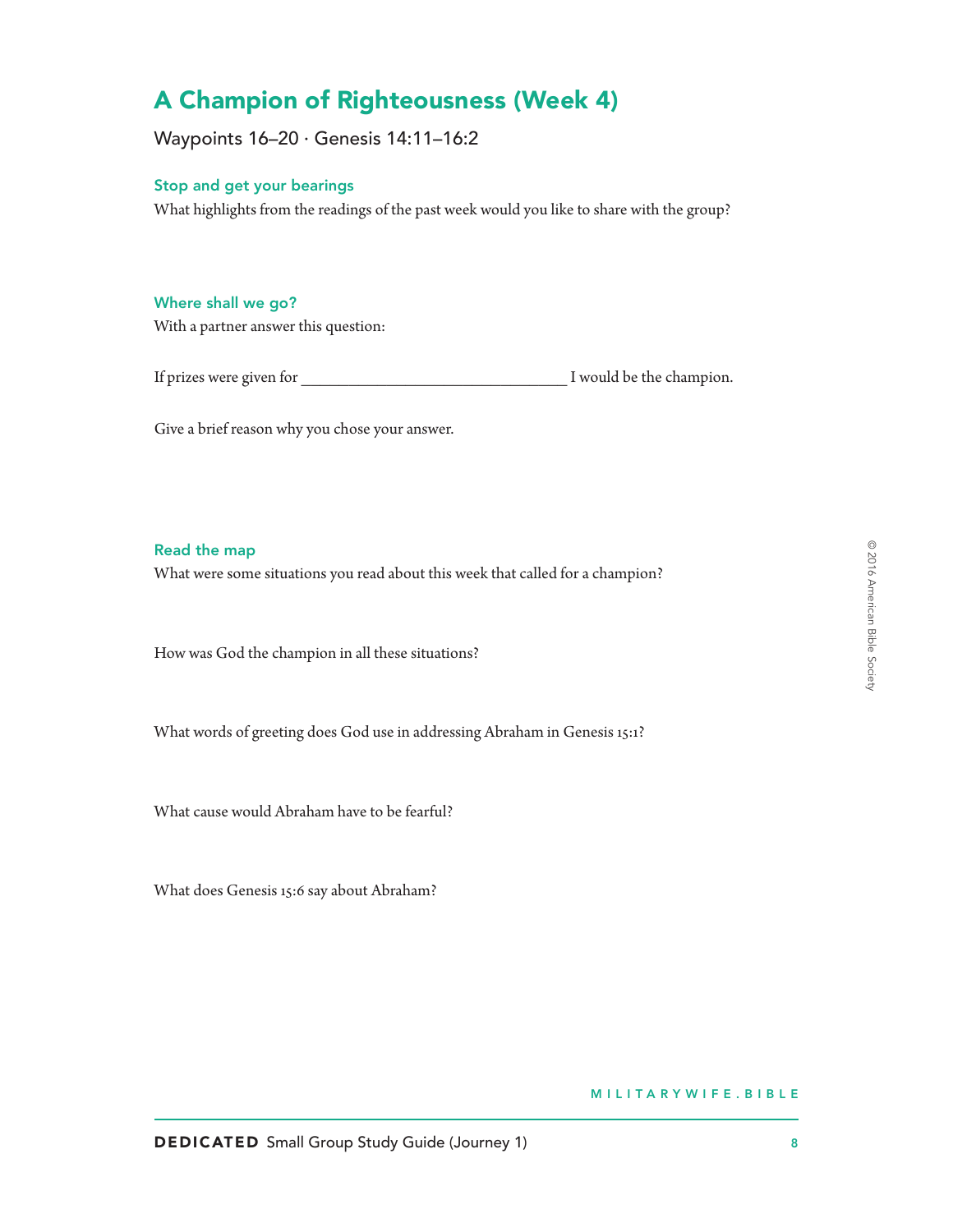# A Champion of Righteousness (Week 4)

Waypoints 16–20 · Genesis 14:11–16:2

### Stop and get your bearings

What highlights from the readings of the past week would you like to share with the group?

### Where shall we go?

With a partner answer this question:

If prizes were given for ________________________________ I would be the champion.

Give a brief reason why you chose your answer.

### Read the map

What were some situations you read about this week that called for a champion?

How was God the champion in all these situations?

What words of greeting does God use in addressing Abraham in Genesis 15:1?

What cause would Abraham have to be fearful?

What does Genesis 15:6 say about Abraham?

© 2016 American Bible Society

MILITARYWIFE.BIBLE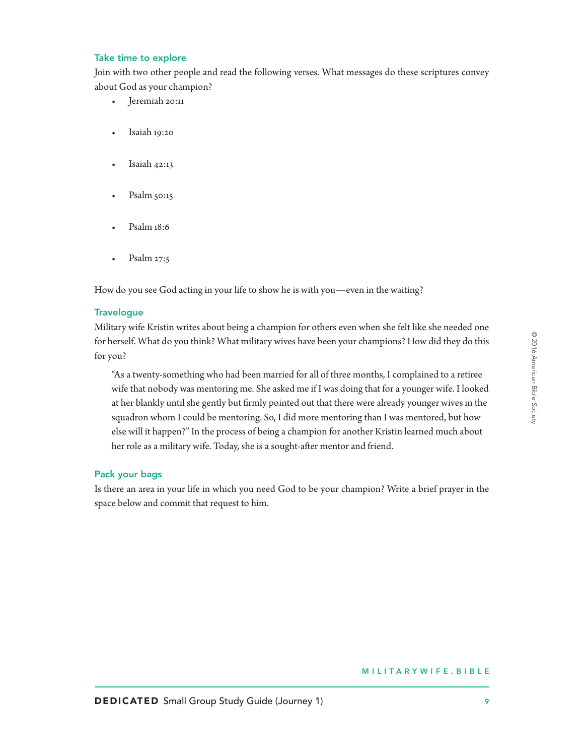### Take time to explore

Join with two other people and read the following verses. What messages do these scriptures convey about God as your champion?

- Jeremiah 20:11
- Isaiah 19:20
- Isaiah 42:13
- Psalm 50:15
- Psalm 18:6
- Psalm 27:5

How do you see God acting in your life to show he is with you—even in the waiting?

### Travelogue

Military wife Kristin writes about being a champion for others even when she felt like she needed one for herself. What do you think? What military wives have been your champions? How did they do this for you?

> "As a twenty-something who had been married for all of three months, I complained to a retiree wife that nobody was mentoring me. She asked me if I was doing that for a younger wife. I looked at her blankly until she gently but firmly pointed out that there were already younger wives in the squadron whom I could be mentoring. So, I did more mentoring than I was mentored, but how else will it happen?" In the process of being a champion for another Kristin learned much about her role as a military wife. Today, she is a sought-after mentor and friend.

### Pack your bags

Is there an area in your life in which you need God to be your champion? Write a brief prayer in the space below and commit that request to him.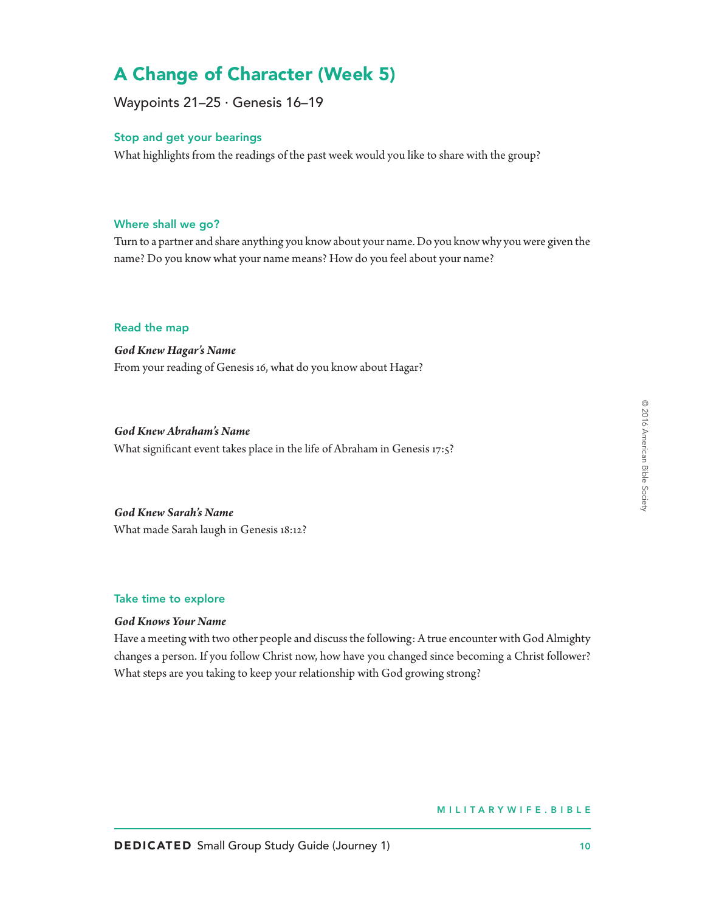# A Change of Character (Week 5)

Waypoints 21–25 · Genesis 16–19

## Stop and get your bearings

What highlights from the readings of the past week would you like to share with the group?

## Where shall we go?

Turn to a partner and share anything you know about your name. Do you know why you were given the name? Do you know what your name means? How do you feel about your name?

## Read the map

***God Knew Hagar's Name***

From your reading of Genesis 16, what do you know about Hagar?

***God Knew Abraham's Name***

What significant event takes place in the life of Abraham in Genesis 17:5?

***God Knew Sarah's Name***

What made Sarah laugh in Genesis 18:12?

## Take time to explore

***God Knows Your Name***

Have a meeting with two other people and discuss the following: A true encounter with God Almighty changes a person. If you follow Christ now, how have you changed since becoming a Christ follower? What steps are you taking to keep your relationship with God growing strong?

© 2016 American Bible Society

MILITARYWIFE.BIBLE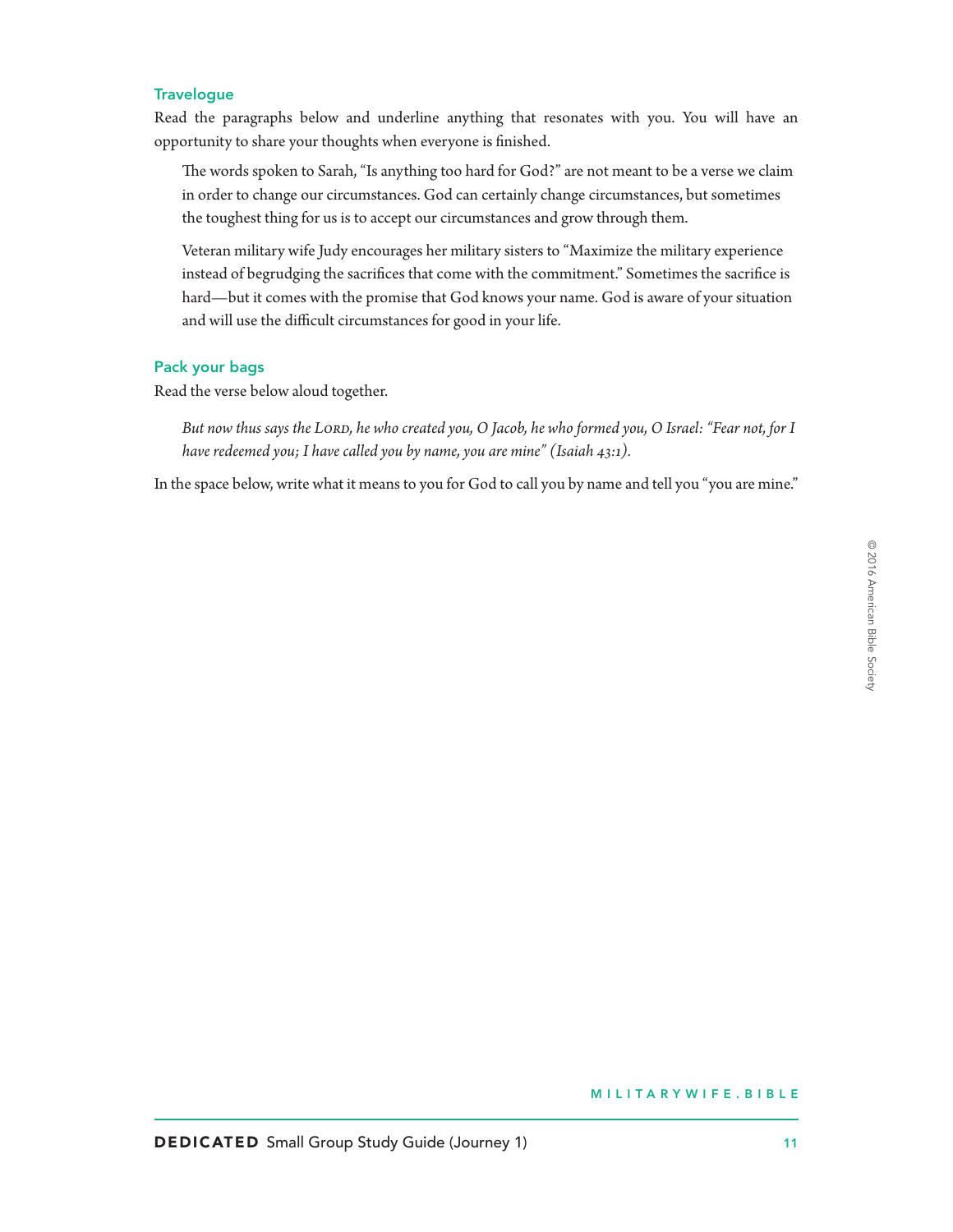## Travelogue

Read the paragraphs below and underline anything that resonates with you. You will have an opportunity to share your thoughts when everyone is finished.

> The words spoken to Sarah, "Is anything too hard for God?" are not meant to be a verse we claim in order to change our circumstances. God can certainly change circumstances, but sometimes the toughest thing for us is to accept our circumstances and grow through them.
>
> Veteran military wife Judy encourages her military sisters to "Maximize the military experience instead of begrudging the sacrifices that come with the commitment." Sometimes the sacrifice is hard—but it comes with the promise that God knows your name. God is aware of your situation and will use the difficult circumstances for good in your life.

## Pack your bags

Read the verse below aloud together.

> *But now thus says the Lord, he who created you, O Jacob, he who formed you, O Israel: "Fear not, for I have redeemed you; I have called you by name, you are mine" (Isaiah 43:1).*

In the space below, write what it means to you for God to call you by name and tell you "you are mine."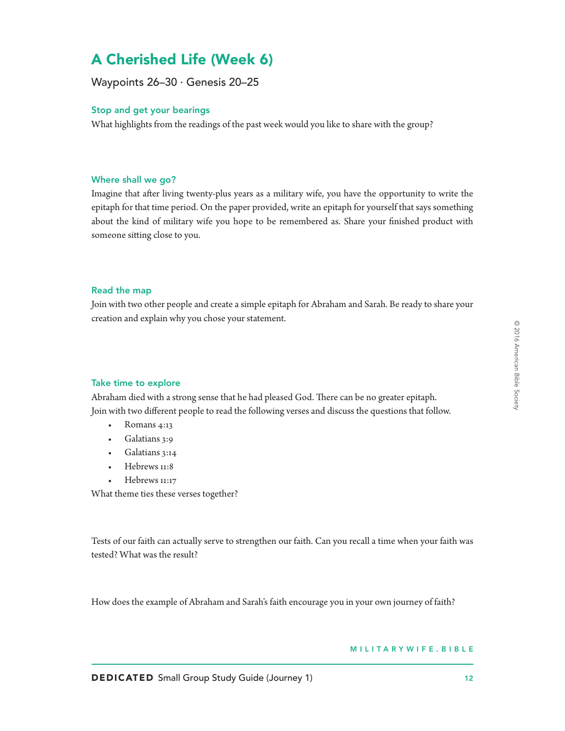# A Cherished Life (Week 6)

Waypoints 26–30 · Genesis 20–25

### Stop and get your bearings

What highlights from the readings of the past week would you like to share with the group?

### Where shall we go?

Imagine that after living twenty-plus years as a military wife, you have the opportunity to write the epitaph for that time period. On the paper provided, write an epitaph for yourself that says something about the kind of military wife you hope to be remembered as. Share your finished product with someone sitting close to you.

### Read the map

Join with two other people and create a simple epitaph for Abraham and Sarah. Be ready to share your creation and explain why you chose your statement.

### Take time to explore

Abraham died with a strong sense that he had pleased God. There can be no greater epitaph.
Join with two different people to read the following verses and discuss the questions that follow.

- Romans 4:13
- Galatians 3:9
- Galatians 3:14
- Hebrews 11:8
- Hebrews 11:17

What theme ties these verses together?

Tests of our faith can actually serve to strengthen our faith. Can you recall a time when your faith was tested? What was the result?

How does the example of Abraham and Sarah's faith encourage you in your own journey of faith?

MILITARYWIFE.BIBLE

© 2016 American Bible Society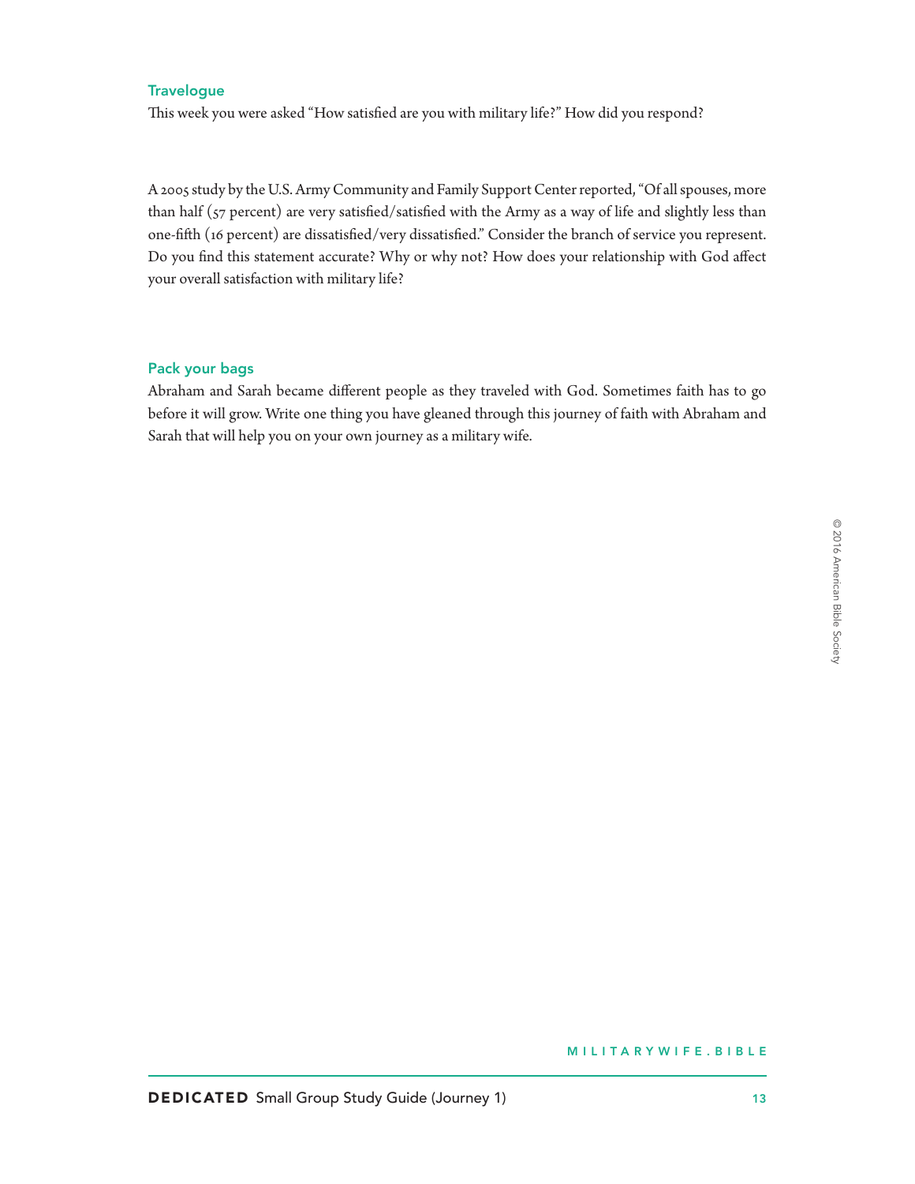### Travelogue

This week you were asked "How satisfied are you with military life?" How did you respond?

A 2005 study by the U.S. Army Community and Family Support Center reported, "Of all spouses, more than half (57 percent) are very satisfied/satisfied with the Army as a way of life and slightly less than one-fifth (16 percent) are dissatisfied/very dissatisfied." Consider the branch of service you represent. Do you find this statement accurate? Why or why not? How does your relationship with God affect your overall satisfaction with military life?

### Pack your bags

Abraham and Sarah became different people as they traveled with God. Sometimes faith has to go before it will grow. Write one thing you have gleaned through this journey of faith with Abraham and Sarah that will help you on your own journey as a military wife.